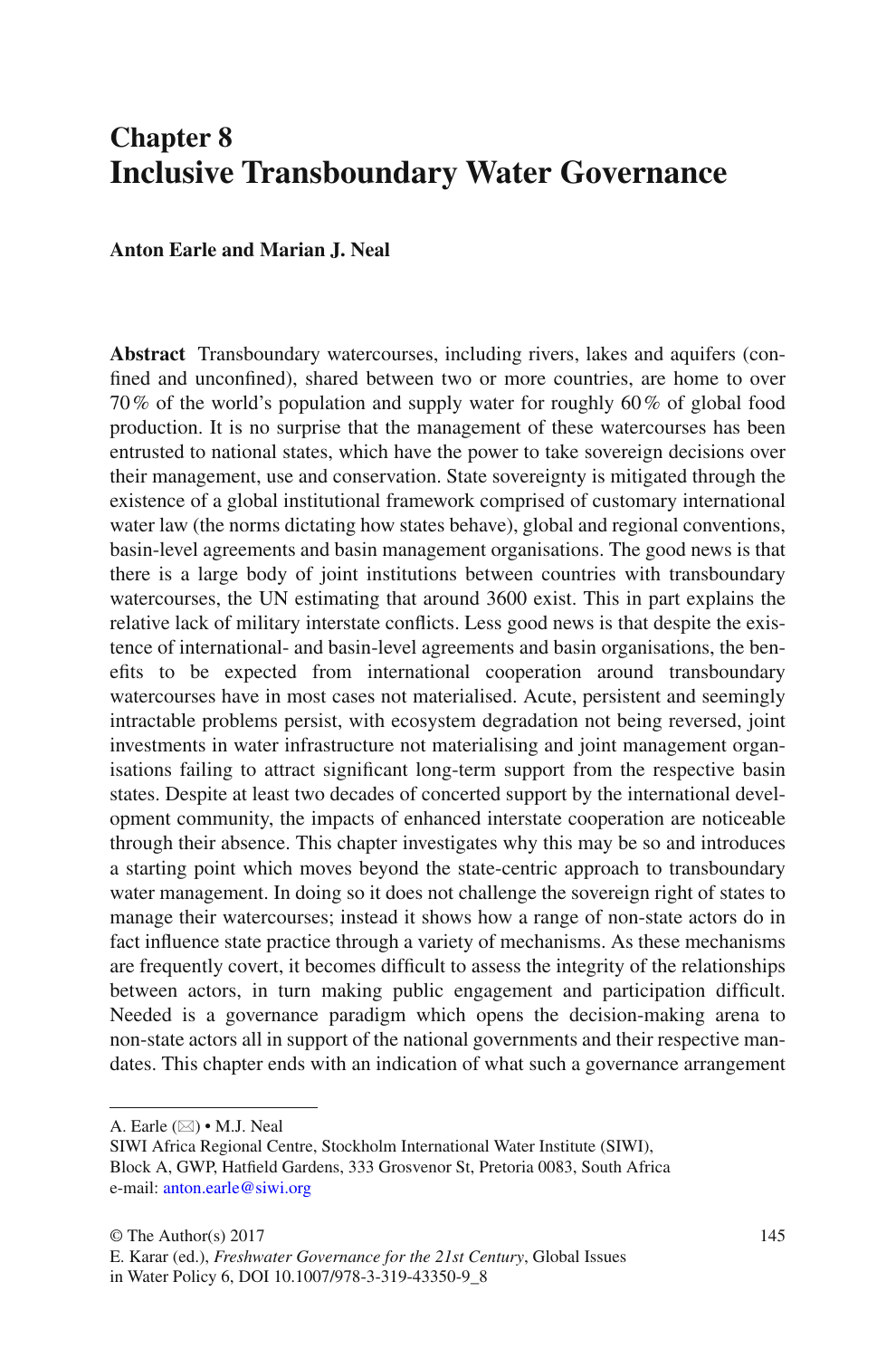# Chapter 8
# Inclusive Transboundary Water Governance

**Anton Earle and Marian J. Neal**

**Abstract** Transboundary watercourses, including rivers, lakes and aquifers (confined and unconfined), shared between two or more countries, are home to over 70 % of the world's population and supply water for roughly 60 % of global food production. It is no surprise that the management of these watercourses has been entrusted to national states, which have the power to take sovereign decisions over their management, use and conservation. State sovereignty is mitigated through the existence of a global institutional framework comprised of customary international water law (the norms dictating how states behave), global and regional conventions, basin-level agreements and basin management organisations. The good news is that there is a large body of joint institutions between countries with transboundary watercourses, the UN estimating that around 3600 exist. This in part explains the relative lack of military interstate conflicts. Less good news is that despite the existence of international- and basin-level agreements and basin organisations, the benefits to be expected from international cooperation around transboundary watercourses have in most cases not materialised. Acute, persistent and seemingly intractable problems persist, with ecosystem degradation not being reversed, joint investments in water infrastructure not materialising and joint management organisations failing to attract significant long-term support from the respective basin states. Despite at least two decades of concerted support by the international development community, the impacts of enhanced interstate cooperation are noticeable through their absence. This chapter investigates why this may be so and introduces a starting point which moves beyond the state-centric approach to transboundary water management. In doing so it does not challenge the sovereign right of states to manage their watercourses; instead it shows how a range of non-state actors do in fact influence state practice through a variety of mechanisms. As these mechanisms are frequently covert, it becomes difficult to assess the integrity of the relationships between actors, in turn making public engagement and participation difficult. Needed is a governance paradigm which opens the decision-making arena to non-state actors all in support of the national governments and their respective mandates. This chapter ends with an indication of what such a governance arrangement

---

A. Earle (✉) • M.J. Neal
SIWI Africa Regional Centre, Stockholm International Water Institute (SIWI),
Block A, GWP, Hatfield Gardens, 333 Grosvenor St, Pretoria 0083, South Africa
e-mail: anton.earle@siwi.org

© The Author(s) 2017
E. Karar (ed.), *Freshwater Governance for the 21st Century*, Global Issues in Water Policy 6, DOI 10.1007/978-3-319-43350-9_8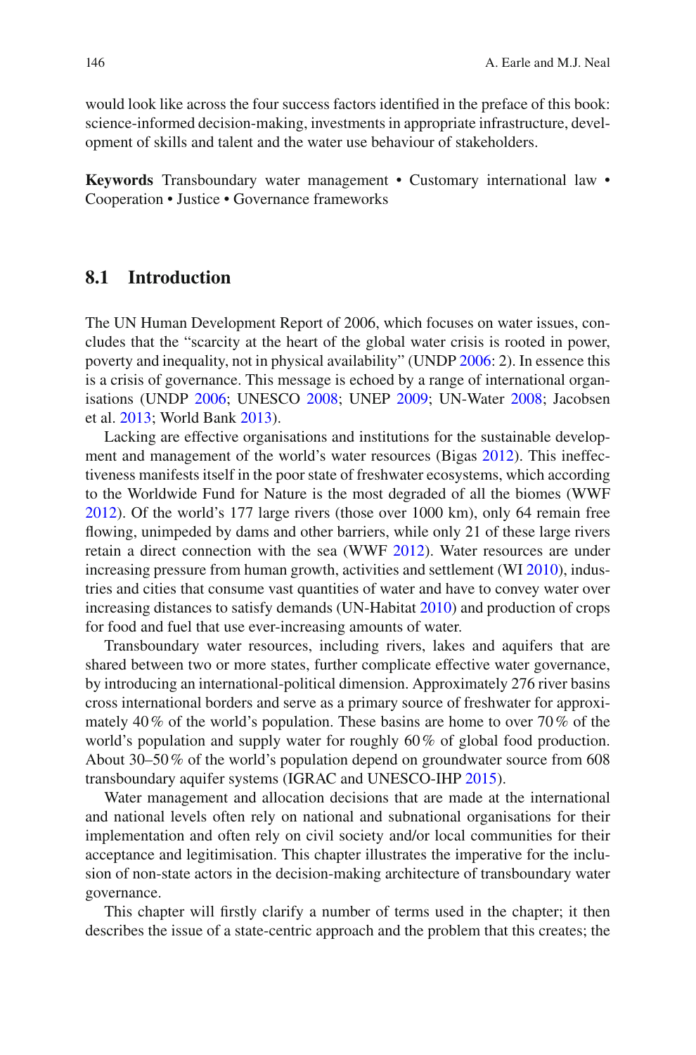would look like across the four success factors identified in the preface of this book: science-informed decision-making, investments in appropriate infrastructure, development of skills and talent and the water use behaviour of stakeholders.

**Keywords** Transboundary water management • Customary international law • Cooperation • Justice • Governance frameworks

## 8.1 Introduction

The UN Human Development Report of 2006, which focuses on water issues, concludes that the "scarcity at the heart of the global water crisis is rooted in power, poverty and inequality, not in physical availability" (UNDP 2006: 2). In essence this is a crisis of governance. This message is echoed by a range of international organisations (UNDP 2006; UNESCO 2008; UNEP 2009; UN-Water 2008; Jacobsen et al. 2013; World Bank 2013).

Lacking are effective organisations and institutions for the sustainable development and management of the world's water resources (Bigas 2012). This ineffectiveness manifests itself in the poor state of freshwater ecosystems, which according to the Worldwide Fund for Nature is the most degraded of all the biomes (WWF 2012). Of the world's 177 large rivers (those over 1000 km), only 64 remain free flowing, unimpeded by dams and other barriers, while only 21 of these large rivers retain a direct connection with the sea (WWF 2012). Water resources are under increasing pressure from human growth, activities and settlement (WI 2010), industries and cities that consume vast quantities of water and have to convey water over increasing distances to satisfy demands (UN-Habitat 2010) and production of crops for food and fuel that use ever-increasing amounts of water.

Transboundary water resources, including rivers, lakes and aquifers that are shared between two or more states, further complicate effective water governance, by introducing an international-political dimension. Approximately 276 river basins cross international borders and serve as a primary source of freshwater for approximately 40 % of the world's population. These basins are home to over 70 % of the world's population and supply water for roughly 60 % of global food production. About 30–50 % of the world's population depend on groundwater source from 608 transboundary aquifer systems (IGRAC and UNESCO-IHP 2015).

Water management and allocation decisions that are made at the international and national levels often rely on national and subnational organisations for their implementation and often rely on civil society and/or local communities for their acceptance and legitimisation. This chapter illustrates the imperative for the inclusion of non-state actors in the decision-making architecture of transboundary water governance.

This chapter will firstly clarify a number of terms used in the chapter; it then describes the issue of a state-centric approach and the problem that this creates; the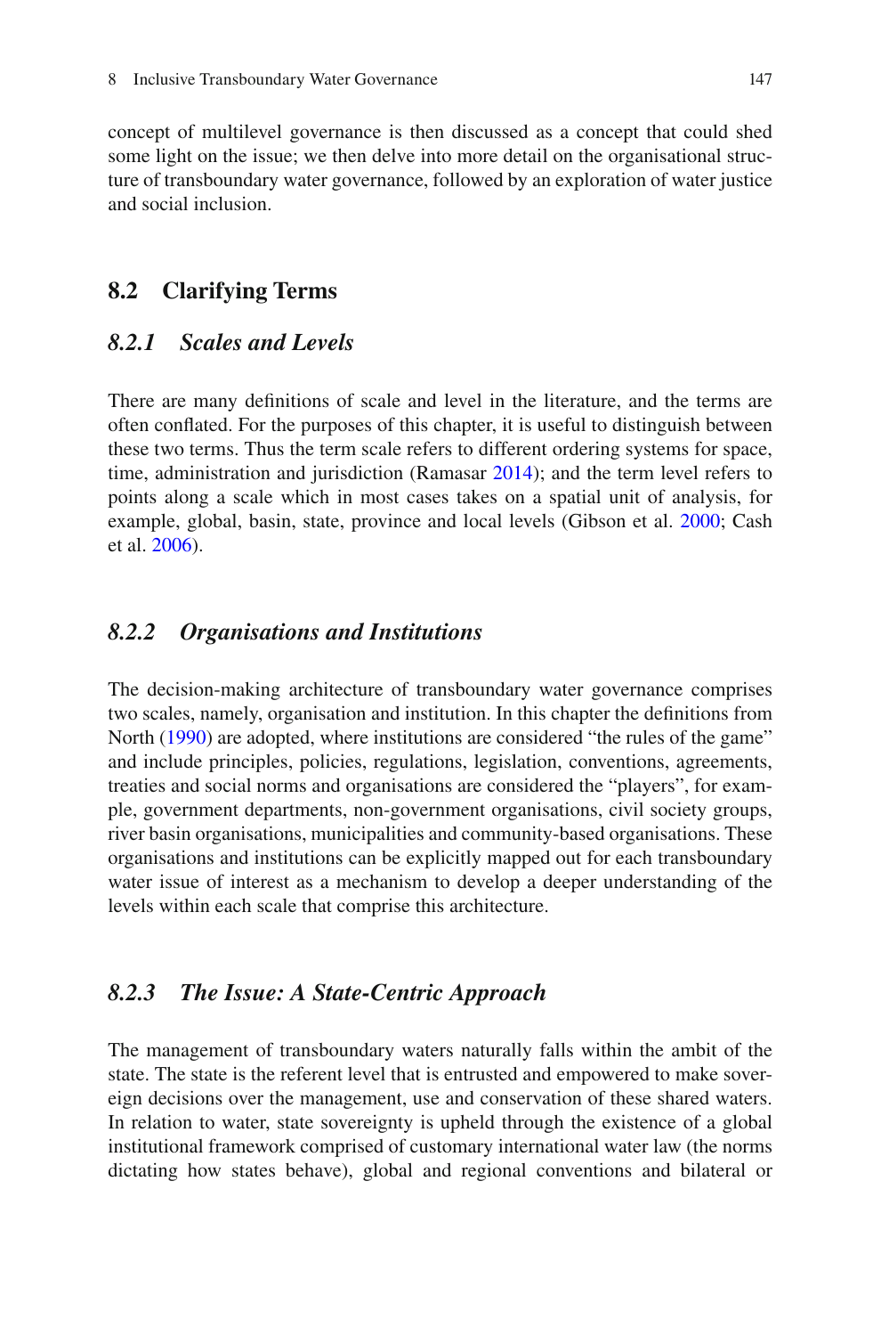concept of multilevel governance is then discussed as a concept that could shed some light on the issue; we then delve into more detail on the organisational structure of transboundary water governance, followed by an exploration of water justice and social inclusion.

## 8.2 Clarifying Terms

### *8.2.1 Scales and Levels*

There are many definitions of scale and level in the literature, and the terms are often conflated. For the purposes of this chapter, it is useful to distinguish between these two terms. Thus the term scale refers to different ordering systems for space, time, administration and jurisdiction (Ramasar 2014); and the term level refers to points along a scale which in most cases takes on a spatial unit of analysis, for example, global, basin, state, province and local levels (Gibson et al. 2000; Cash et al. 2006).

### *8.2.2 Organisations and Institutions*

The decision-making architecture of transboundary water governance comprises two scales, namely, organisation and institution. In this chapter the definitions from North (1990) are adopted, where institutions are considered "the rules of the game" and include principles, policies, regulations, legislation, conventions, agreements, treaties and social norms and organisations are considered the "players", for example, government departments, non-government organisations, civil society groups, river basin organisations, municipalities and community-based organisations. These organisations and institutions can be explicitly mapped out for each transboundary water issue of interest as a mechanism to develop a deeper understanding of the levels within each scale that comprise this architecture.

### *8.2.3 The Issue: A State-Centric Approach*

The management of transboundary waters naturally falls within the ambit of the state. The state is the referent level that is entrusted and empowered to make sovereign decisions over the management, use and conservation of these shared waters. In relation to water, state sovereignty is upheld through the existence of a global institutional framework comprised of customary international water law (the norms dictating how states behave), global and regional conventions and bilateral or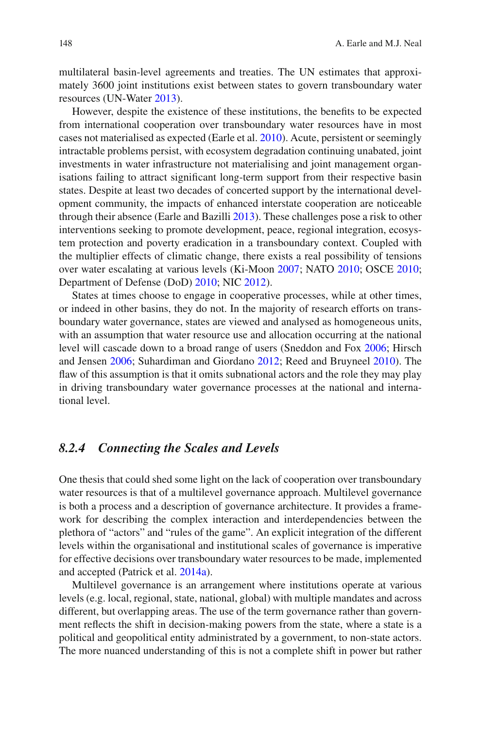multilateral basin-level agreements and treaties. The UN estimates that approximately 3600 joint institutions exist between states to govern transboundary water resources (UN-Water 2013).

However, despite the existence of these institutions, the benefits to be expected from international cooperation over transboundary water resources have in most cases not materialised as expected (Earle et al. 2010). Acute, persistent or seemingly intractable problems persist, with ecosystem degradation continuing unabated, joint investments in water infrastructure not materialising and joint management organisations failing to attract significant long-term support from their respective basin states. Despite at least two decades of concerted support by the international development community, the impacts of enhanced interstate cooperation are noticeable through their absence (Earle and Bazilli 2013). These challenges pose a risk to other interventions seeking to promote development, peace, regional integration, ecosystem protection and poverty eradication in a transboundary context. Coupled with the multiplier effects of climatic change, there exists a real possibility of tensions over water escalating at various levels (Ki-Moon 2007; NATO 2010; OSCE 2010; Department of Defense (DoD) 2010; NIC 2012).

States at times choose to engage in cooperative processes, while at other times, or indeed in other basins, they do not. In the majority of research efforts on transboundary water governance, states are viewed and analysed as homogeneous units, with an assumption that water resource use and allocation occurring at the national level will cascade down to a broad range of users (Sneddon and Fox 2006; Hirsch and Jensen 2006; Suhardiman and Giordano 2012; Reed and Bruyneel 2010). The flaw of this assumption is that it omits subnational actors and the role they may play in driving transboundary water governance processes at the national and international level.

### *8.2.4 Connecting the Scales and Levels*

One thesis that could shed some light on the lack of cooperation over transboundary water resources is that of a multilevel governance approach. Multilevel governance is both a process and a description of governance architecture. It provides a framework for describing the complex interaction and interdependencies between the plethora of "actors" and "rules of the game". An explicit integration of the different levels within the organisational and institutional scales of governance is imperative for effective decisions over transboundary water resources to be made, implemented and accepted (Patrick et al. 2014a).

Multilevel governance is an arrangement where institutions operate at various levels (e.g. local, regional, state, national, global) with multiple mandates and across different, but overlapping areas. The use of the term governance rather than government reflects the shift in decision-making powers from the state, where a state is a political and geopolitical entity administrated by a government, to non-state actors. The more nuanced understanding of this is not a complete shift in power but rather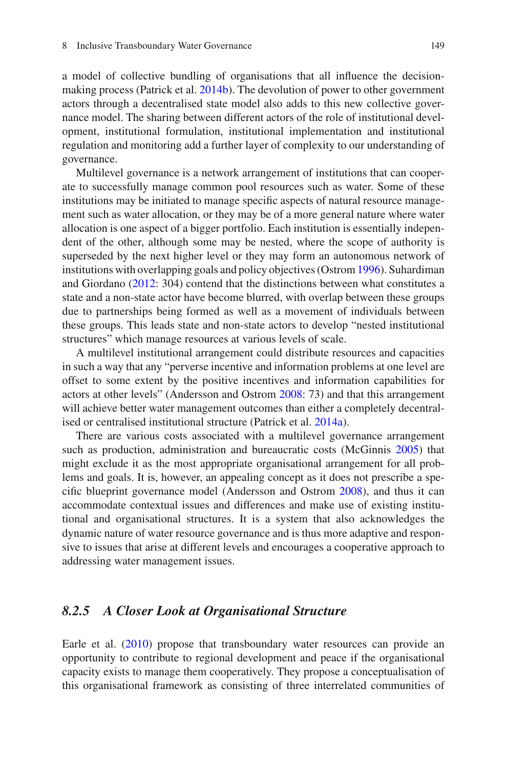a model of collective bundling of organisations that all influence the decision-making process (Patrick et al. 2014b). The devolution of power to other government actors through a decentralised state model also adds to this new collective governance model. The sharing between different actors of the role of institutional development, institutional formulation, institutional implementation and institutional regulation and monitoring add a further layer of complexity to our understanding of governance.

Multilevel governance is a network arrangement of institutions that can cooperate to successfully manage common pool resources such as water. Some of these institutions may be initiated to manage specific aspects of natural resource management such as water allocation, or they may be of a more general nature where water allocation is one aspect of a bigger portfolio. Each institution is essentially independent of the other, although some may be nested, where the scope of authority is superseded by the next higher level or they may form an autonomous network of institutions with overlapping goals and policy objectives (Ostrom 1996). Suhardiman and Giordano (2012: 304) contend that the distinctions between what constitutes a state and a non-state actor have become blurred, with overlap between these groups due to partnerships being formed as well as a movement of individuals between these groups. This leads state and non-state actors to develop "nested institutional structures" which manage resources at various levels of scale.

A multilevel institutional arrangement could distribute resources and capacities in such a way that any "perverse incentive and information problems at one level are offset to some extent by the positive incentives and information capabilities for actors at other levels" (Andersson and Ostrom 2008: 73) and that this arrangement will achieve better water management outcomes than either a completely decentralised or centralised institutional structure (Patrick et al. 2014a).

There are various costs associated with a multilevel governance arrangement such as production, administration and bureaucratic costs (McGinnis 2005) that might exclude it as the most appropriate organisational arrangement for all problems and goals. It is, however, an appealing concept as it does not prescribe a specific blueprint governance model (Andersson and Ostrom 2008), and thus it can accommodate contextual issues and differences and make use of existing institutional and organisational structures. It is a system that also acknowledges the dynamic nature of water resource governance and is thus more adaptive and responsive to issues that arise at different levels and encourages a cooperative approach to addressing water management issues.

### 8.2.5 A Closer Look at Organisational Structure

Earle et al. (2010) propose that transboundary water resources can provide an opportunity to contribute to regional development and peace if the organisational capacity exists to manage them cooperatively. They propose a conceptualisation of this organisational framework as consisting of three interrelated communities of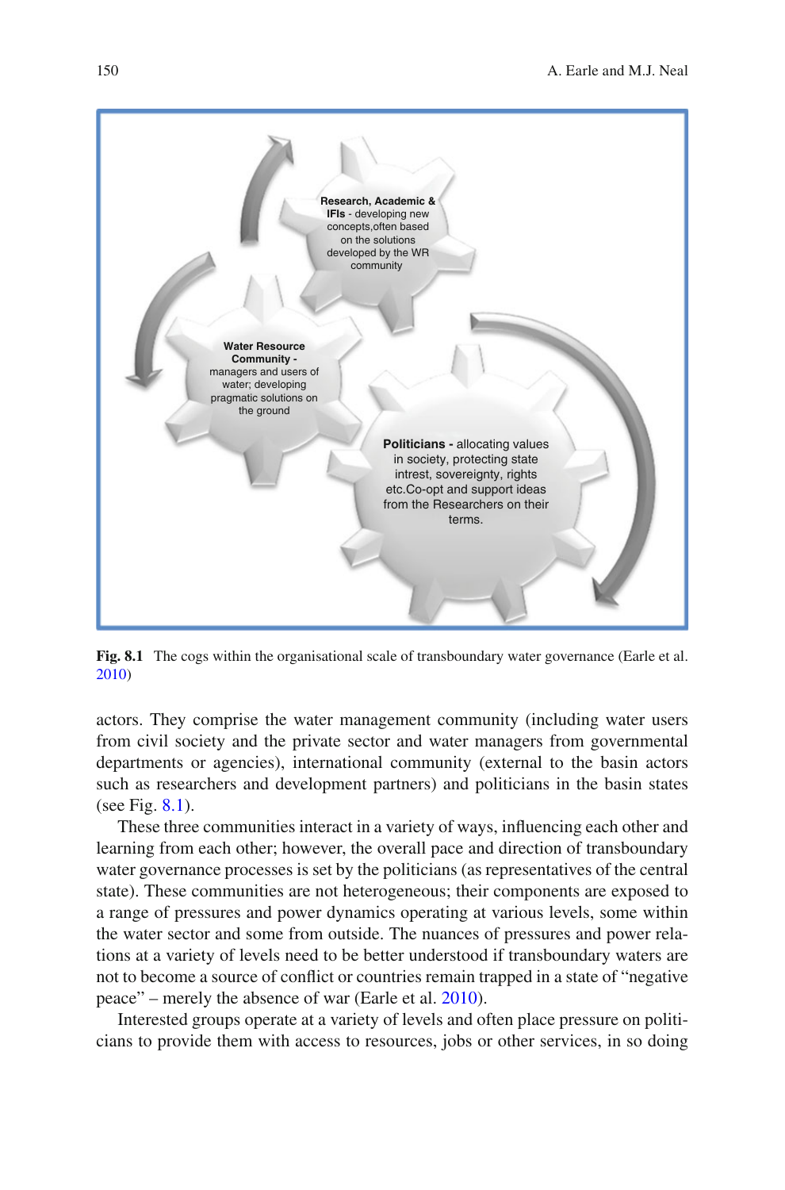**Research, Academic & IFIs** - developing new concepts,often based on the solutions developed by the WR community

**Water Resource Community** - managers and users of water; developing pragmatic solutions on the ground

**Politicians** - allocating values in society, protecting state intrest, sovereignty, rights etc.Co-opt and support ideas from the Researchers on their terms.

**Fig. 8.1** The cogs within the organisational scale of transboundary water governance (Earle et al. 2010)

actors. They comprise the water management community (including water users from civil society and the private sector and water managers from governmental departments or agencies), international community (external to the basin actors such as researchers and development partners) and politicians in the basin states (see Fig. 8.1).

These three communities interact in a variety of ways, influencing each other and learning from each other; however, the overall pace and direction of transboundary water governance processes is set by the politicians (as representatives of the central state). These communities are not heterogeneous; their components are exposed to a range of pressures and power dynamics operating at various levels, some within the water sector and some from outside. The nuances of pressures and power relations at a variety of levels need to be better understood if transboundary waters are not to become a source of conflict or countries remain trapped in a state of "negative peace" – merely the absence of war (Earle et al. 2010).

Interested groups operate at a variety of levels and often place pressure on politicians to provide them with access to resources, jobs or other services, in so doing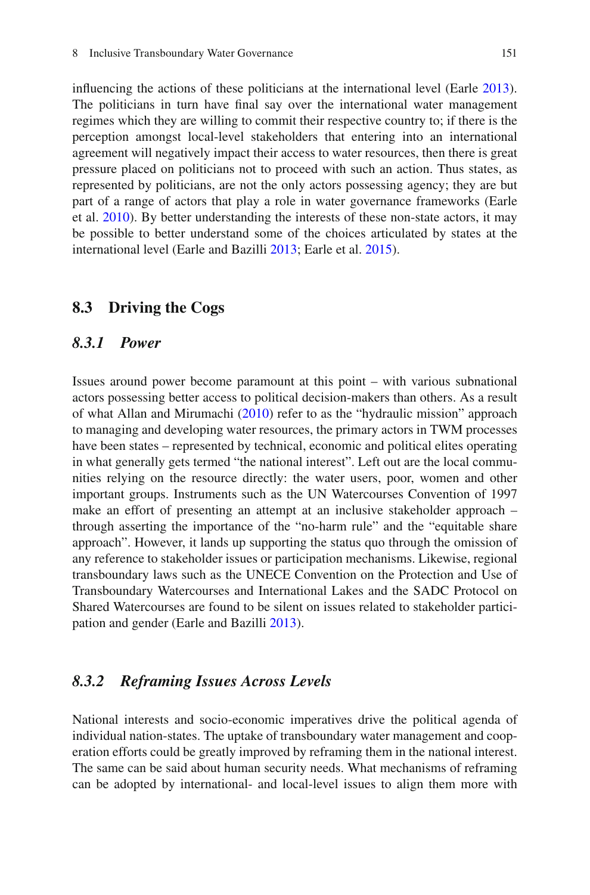influencing the actions of these politicians at the international level (Earle 2013). The politicians in turn have final say over the international water management regimes which they are willing to commit their respective country to; if there is the perception amongst local-level stakeholders that entering into an international agreement will negatively impact their access to water resources, then there is great pressure placed on politicians not to proceed with such an action. Thus states, as represented by politicians, are not the only actors possessing agency; they are but part of a range of actors that play a role in water governance frameworks (Earle et al. 2010). By better understanding the interests of these non-state actors, it may be possible to better understand some of the choices articulated by states at the international level (Earle and Bazilli 2013; Earle et al. 2015).

## 8.3 Driving the Cogs

### *8.3.1 Power*

Issues around power become paramount at this point – with various subnational actors possessing better access to political decision-makers than others. As a result of what Allan and Mirumachi (2010) refer to as the "hydraulic mission" approach to managing and developing water resources, the primary actors in TWM processes have been states – represented by technical, economic and political elites operating in what generally gets termed "the national interest". Left out are the local communities relying on the resource directly: the water users, poor, women and other important groups. Instruments such as the UN Watercourses Convention of 1997 make an effort of presenting an attempt at an inclusive stakeholder approach – through asserting the importance of the "no-harm rule" and the "equitable share approach". However, it lands up supporting the status quo through the omission of any reference to stakeholder issues or participation mechanisms. Likewise, regional transboundary laws such as the UNECE Convention on the Protection and Use of Transboundary Watercourses and International Lakes and the SADC Protocol on Shared Watercourses are found to be silent on issues related to stakeholder participation and gender (Earle and Bazilli 2013).

### *8.3.2 Reframing Issues Across Levels*

National interests and socio-economic imperatives drive the political agenda of individual nation-states. The uptake of transboundary water management and cooperation efforts could be greatly improved by reframing them in the national interest. The same can be said about human security needs. What mechanisms of reframing can be adopted by international- and local-level issues to align them more with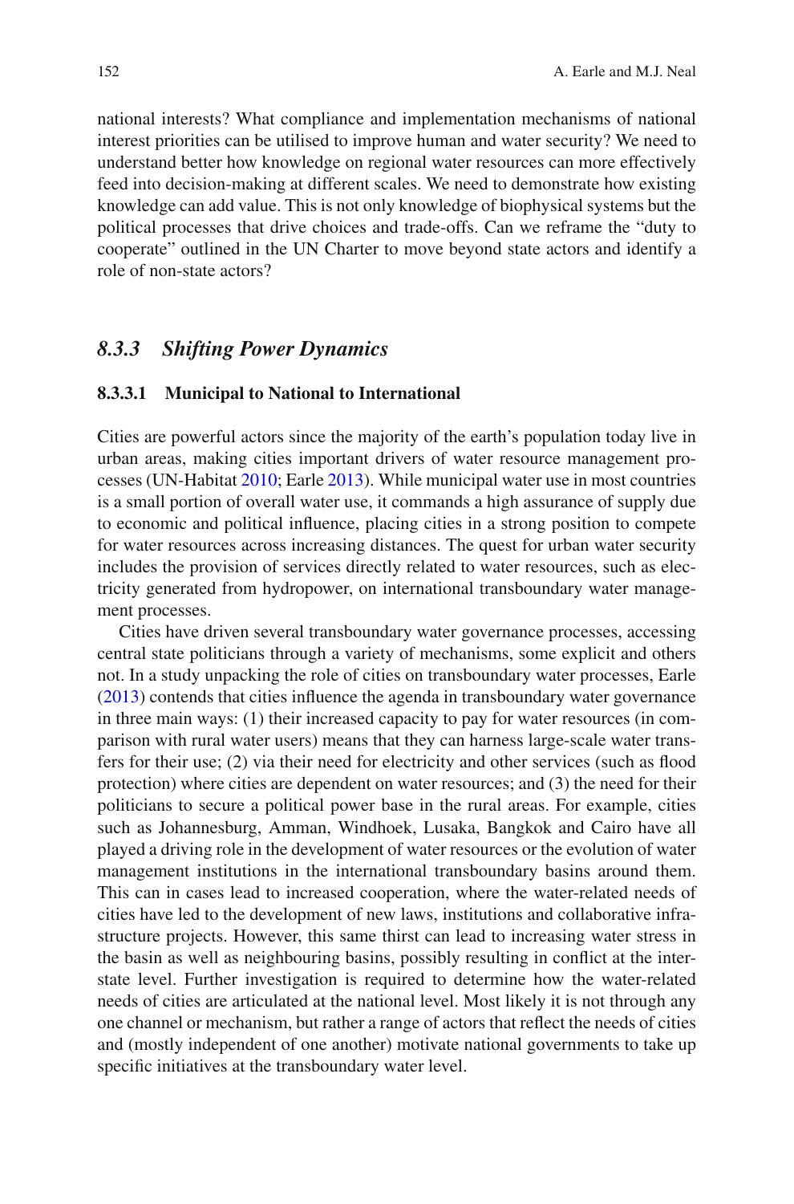national interests? What compliance and implementation mechanisms of national interest priorities can be utilised to improve human and water security? We need to understand better how knowledge on regional water resources can more effectively feed into decision-making at different scales. We need to demonstrate how existing knowledge can add value. This is not only knowledge of biophysical systems but the political processes that drive choices and trade-offs. Can we reframe the "duty to cooperate" outlined in the UN Charter to move beyond state actors and identify a role of non-state actors?

### *8.3.3 Shifting Power Dynamics*

#### 8.3.3.1 Municipal to National to International

Cities are powerful actors since the majority of the earth's population today live in urban areas, making cities important drivers of water resource management processes (UN-Habitat 2010; Earle 2013). While municipal water use in most countries is a small portion of overall water use, it commands a high assurance of supply due to economic and political influence, placing cities in a strong position to compete for water resources across increasing distances. The quest for urban water security includes the provision of services directly related to water resources, such as electricity generated from hydropower, on international transboundary water management processes.

Cities have driven several transboundary water governance processes, accessing central state politicians through a variety of mechanisms, some explicit and others not. In a study unpacking the role of cities on transboundary water processes, Earle (2013) contends that cities influence the agenda in transboundary water governance in three main ways: (1) their increased capacity to pay for water resources (in comparison with rural water users) means that they can harness large-scale water transfers for their use; (2) via their need for electricity and other services (such as flood protection) where cities are dependent on water resources; and (3) the need for their politicians to secure a political power base in the rural areas. For example, cities such as Johannesburg, Amman, Windhoek, Lusaka, Bangkok and Cairo have all played a driving role in the development of water resources or the evolution of water management institutions in the international transboundary basins around them. This can in cases lead to increased cooperation, where the water-related needs of cities have led to the development of new laws, institutions and collaborative infrastructure projects. However, this same thirst can lead to increasing water stress in the basin as well as neighbouring basins, possibly resulting in conflict at the interstate level. Further investigation is required to determine how the water-related needs of cities are articulated at the national level. Most likely it is not through any one channel or mechanism, but rather a range of actors that reflect the needs of cities and (mostly independent of one another) motivate national governments to take up specific initiatives at the transboundary water level.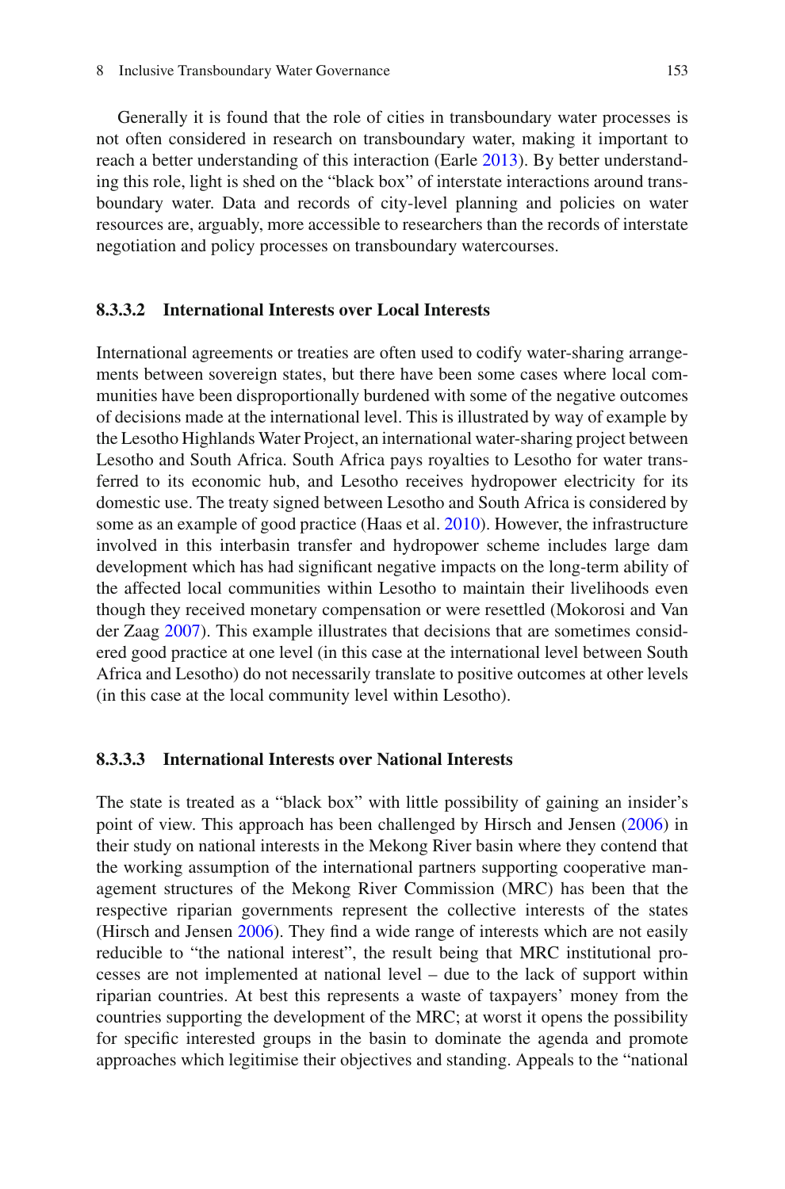Generally it is found that the role of cities in transboundary water processes is not often considered in research on transboundary water, making it important to reach a better understanding of this interaction (Earle 2013). By better understanding this role, light is shed on the "black box" of interstate interactions around transboundary water. Data and records of city-level planning and policies on water resources are, arguably, more accessible to researchers than the records of interstate negotiation and policy processes on transboundary watercourses.

#### 8.3.3.2 International Interests over Local Interests

International agreements or treaties are often used to codify water-sharing arrangements between sovereign states, but there have been some cases where local communities have been disproportionally burdened with some of the negative outcomes of decisions made at the international level. This is illustrated by way of example by the Lesotho Highlands Water Project, an international water-sharing project between Lesotho and South Africa. South Africa pays royalties to Lesotho for water transferred to its economic hub, and Lesotho receives hydropower electricity for its domestic use. The treaty signed between Lesotho and South Africa is considered by some as an example of good practice (Haas et al. 2010). However, the infrastructure involved in this interbasin transfer and hydropower scheme includes large dam development which has had significant negative impacts on the long-term ability of the affected local communities within Lesotho to maintain their livelihoods even though they received monetary compensation or were resettled (Mokorosi and Van der Zaag 2007). This example illustrates that decisions that are sometimes considered good practice at one level (in this case at the international level between South Africa and Lesotho) do not necessarily translate to positive outcomes at other levels (in this case at the local community level within Lesotho).

#### 8.3.3.3 International Interests over National Interests

The state is treated as a "black box" with little possibility of gaining an insider's point of view. This approach has been challenged by Hirsch and Jensen (2006) in their study on national interests in the Mekong River basin where they contend that the working assumption of the international partners supporting cooperative management structures of the Mekong River Commission (MRC) has been that the respective riparian governments represent the collective interests of the states (Hirsch and Jensen 2006). They find a wide range of interests which are not easily reducible to "the national interest", the result being that MRC institutional processes are not implemented at national level – due to the lack of support within riparian countries. At best this represents a waste of taxpayers' money from the countries supporting the development of the MRC; at worst it opens the possibility for specific interested groups in the basin to dominate the agenda and promote approaches which legitimise their objectives and standing. Appeals to the "national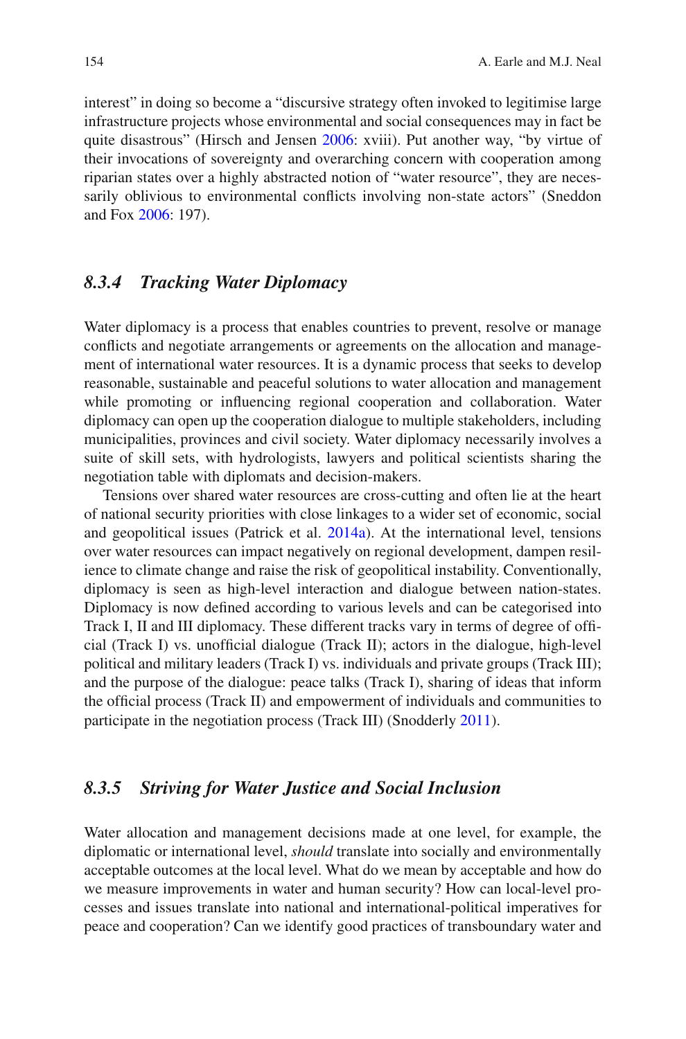interest" in doing so become a "discursive strategy often invoked to legitimise large infrastructure projects whose environmental and social consequences may in fact be quite disastrous" (Hirsch and Jensen 2006: xviii). Put another way, "by virtue of their invocations of sovereignty and overarching concern with cooperation among riparian states over a highly abstracted notion of "water resource", they are necessarily oblivious to environmental conflicts involving non-state actors" (Sneddon and Fox 2006: 197).

### *8.3.4 Tracking Water Diplomacy*

Water diplomacy is a process that enables countries to prevent, resolve or manage conflicts and negotiate arrangements or agreements on the allocation and management of international water resources. It is a dynamic process that seeks to develop reasonable, sustainable and peaceful solutions to water allocation and management while promoting or influencing regional cooperation and collaboration. Water diplomacy can open up the cooperation dialogue to multiple stakeholders, including municipalities, provinces and civil society. Water diplomacy necessarily involves a suite of skill sets, with hydrologists, lawyers and political scientists sharing the negotiation table with diplomats and decision-makers.

Tensions over shared water resources are cross-cutting and often lie at the heart of national security priorities with close linkages to a wider set of economic, social and geopolitical issues (Patrick et al. 2014a). At the international level, tensions over water resources can impact negatively on regional development, dampen resilience to climate change and raise the risk of geopolitical instability. Conventionally, diplomacy is seen as high-level interaction and dialogue between nation-states. Diplomacy is now defined according to various levels and can be categorised into Track I, II and III diplomacy. These different tracks vary in terms of degree of official (Track I) vs. unofficial dialogue (Track II); actors in the dialogue, high-level political and military leaders (Track I) vs. individuals and private groups (Track III); and the purpose of the dialogue: peace talks (Track I), sharing of ideas that inform the official process (Track II) and empowerment of individuals and communities to participate in the negotiation process (Track III) (Snodderly 2011).

### *8.3.5 Striving for Water Justice and Social Inclusion*

Water allocation and management decisions made at one level, for example, the diplomatic or international level, *should* translate into socially and environmentally acceptable outcomes at the local level. What do we mean by acceptable and how do we measure improvements in water and human security? How can local-level processes and issues translate into national and international-political imperatives for peace and cooperation? Can we identify good practices of transboundary water and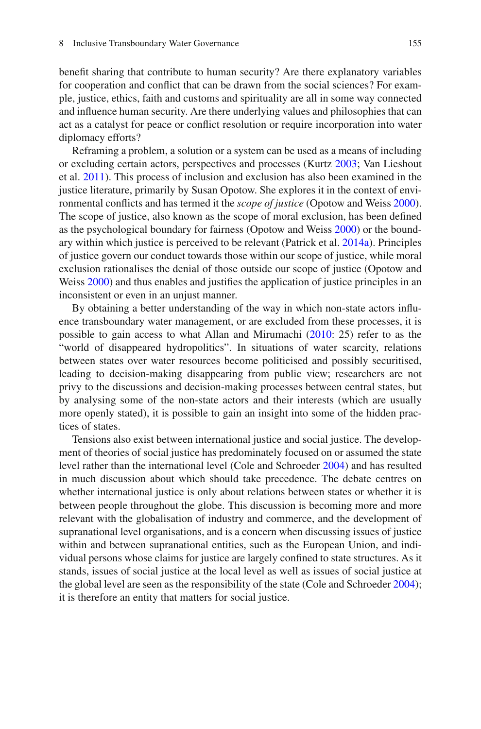benefit sharing that contribute to human security? Are there explanatory variables for cooperation and conflict that can be drawn from the social sciences? For example, justice, ethics, faith and customs and spirituality are all in some way connected and influence human security. Are there underlying values and philosophies that can act as a catalyst for peace or conflict resolution or require incorporation into water diplomacy efforts?

Reframing a problem, a solution or a system can be used as a means of including or excluding certain actors, perspectives and processes (Kurtz 2003; Van Lieshout et al. 2011). This process of inclusion and exclusion has also been examined in the justice literature, primarily by Susan Opotow. She explores it in the context of environmental conflicts and has termed it the *scope of justice* (Opotow and Weiss 2000). The scope of justice, also known as the scope of moral exclusion, has been defined as the psychological boundary for fairness (Opotow and Weiss 2000) or the boundary within which justice is perceived to be relevant (Patrick et al. 2014a). Principles of justice govern our conduct towards those within our scope of justice, while moral exclusion rationalises the denial of those outside our scope of justice (Opotow and Weiss 2000) and thus enables and justifies the application of justice principles in an inconsistent or even in an unjust manner.

By obtaining a better understanding of the way in which non-state actors influence transboundary water management, or are excluded from these processes, it is possible to gain access to what Allan and Mirumachi (2010: 25) refer to as the "world of disappeared hydropolitics". In situations of water scarcity, relations between states over water resources become politicised and possibly securitised, leading to decision-making disappearing from public view; researchers are not privy to the discussions and decision-making processes between central states, but by analysing some of the non-state actors and their interests (which are usually more openly stated), it is possible to gain an insight into some of the hidden practices of states.

Tensions also exist between international justice and social justice. The development of theories of social justice has predominately focused on or assumed the state level rather than the international level (Cole and Schroeder 2004) and has resulted in much discussion about which should take precedence. The debate centres on whether international justice is only about relations between states or whether it is between people throughout the globe. This discussion is becoming more and more relevant with the globalisation of industry and commerce, and the development of supranational level organisations, and is a concern when discussing issues of justice within and between supranational entities, such as the European Union, and individual persons whose claims for justice are largely confined to state structures. As it stands, issues of social justice at the local level as well as issues of social justice at the global level are seen as the responsibility of the state (Cole and Schroeder 2004); it is therefore an entity that matters for social justice.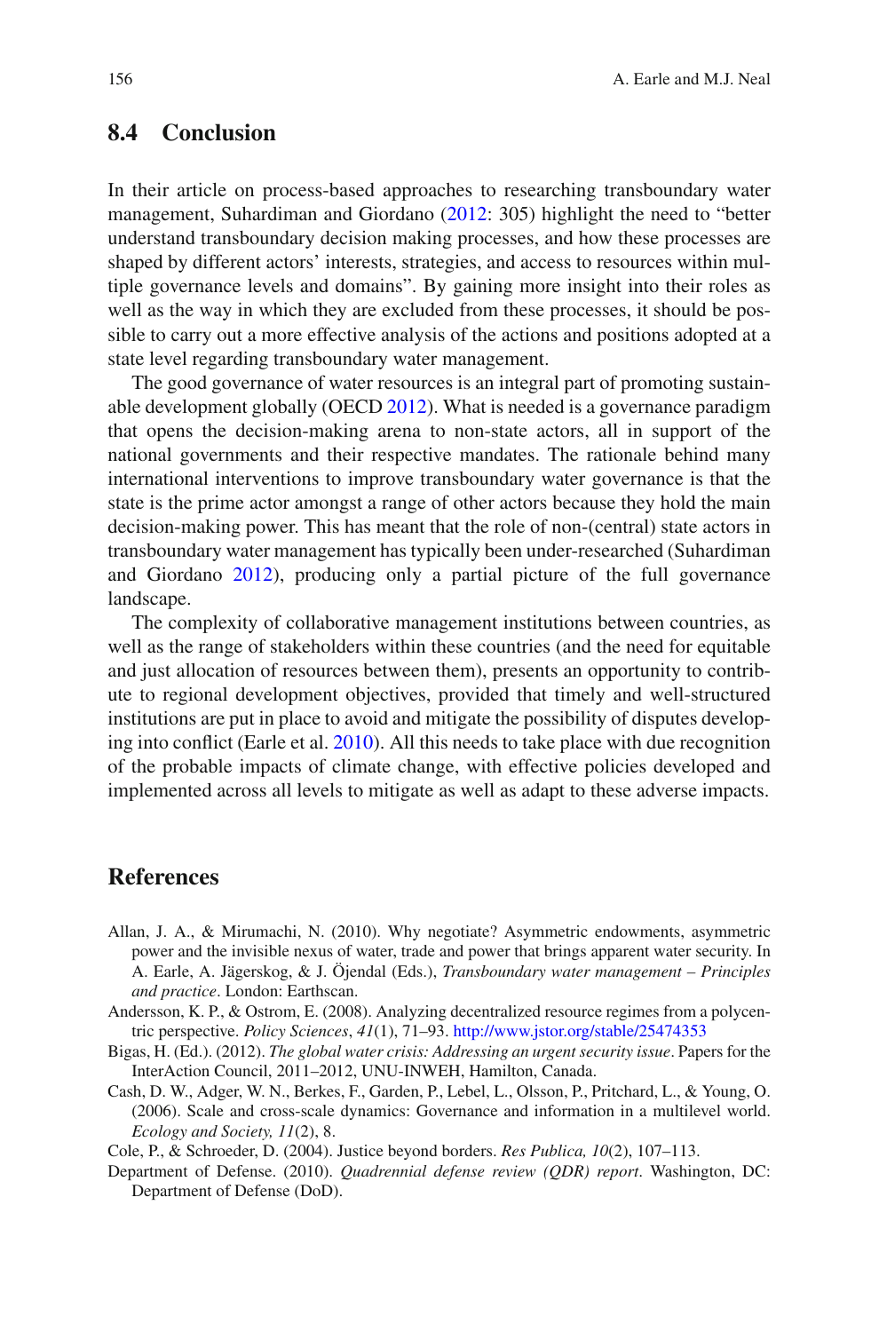## 8.4 Conclusion

In their article on process-based approaches to researching transboundary water management, Suhardiman and Giordano (2012: 305) highlight the need to "better understand transboundary decision making processes, and how these processes are shaped by different actors' interests, strategies, and access to resources within multiple governance levels and domains". By gaining more insight into their roles as well as the way in which they are excluded from these processes, it should be possible to carry out a more effective analysis of the actions and positions adopted at a state level regarding transboundary water management.

The good governance of water resources is an integral part of promoting sustainable development globally (OECD 2012). What is needed is a governance paradigm that opens the decision-making arena to non-state actors, all in support of the national governments and their respective mandates. The rationale behind many international interventions to improve transboundary water governance is that the state is the prime actor amongst a range of other actors because they hold the main decision-making power. This has meant that the role of non-(central) state actors in transboundary water management has typically been under-researched (Suhardiman and Giordano 2012), producing only a partial picture of the full governance landscape.

The complexity of collaborative management institutions between countries, as well as the range of stakeholders within these countries (and the need for equitable and just allocation of resources between them), presents an opportunity to contribute to regional development objectives, provided that timely and well-structured institutions are put in place to avoid and mitigate the possibility of disputes developing into conflict (Earle et al. 2010). All this needs to take place with due recognition of the probable impacts of climate change, with effective policies developed and implemented across all levels to mitigate as well as adapt to these adverse impacts.

## References

Allan, J. A., & Mirumachi, N. (2010). Why negotiate? Asymmetric endowments, asymmetric power and the invisible nexus of water, trade and power that brings apparent water security. In A. Earle, A. Jägerskog, & J. Öjendal (Eds.), *Transboundary water management – Principles and practice*. London: Earthscan.

Andersson, K. P., & Ostrom, E. (2008). Analyzing decentralized resource regimes from a polycentric perspective. *Policy Sciences*, *41*(1), 71–93. http://www.jstor.org/stable/25474353

Bigas, H. (Ed.). (2012). *The global water crisis: Addressing an urgent security issue*. Papers for the InterAction Council, 2011–2012, UNU-INWEH, Hamilton, Canada.

Cash, D. W., Adger, W. N., Berkes, F., Garden, P., Lebel, L., Olsson, P., Pritchard, L., & Young, O. (2006). Scale and cross-scale dynamics: Governance and information in a multilevel world. *Ecology and Society, 11*(2), 8.

Cole, P., & Schroeder, D. (2004). Justice beyond borders. *Res Publica, 10*(2), 107–113.

Department of Defense. (2010). *Quadrennial defense review (QDR) report*. Washington, DC: Department of Defense (DoD).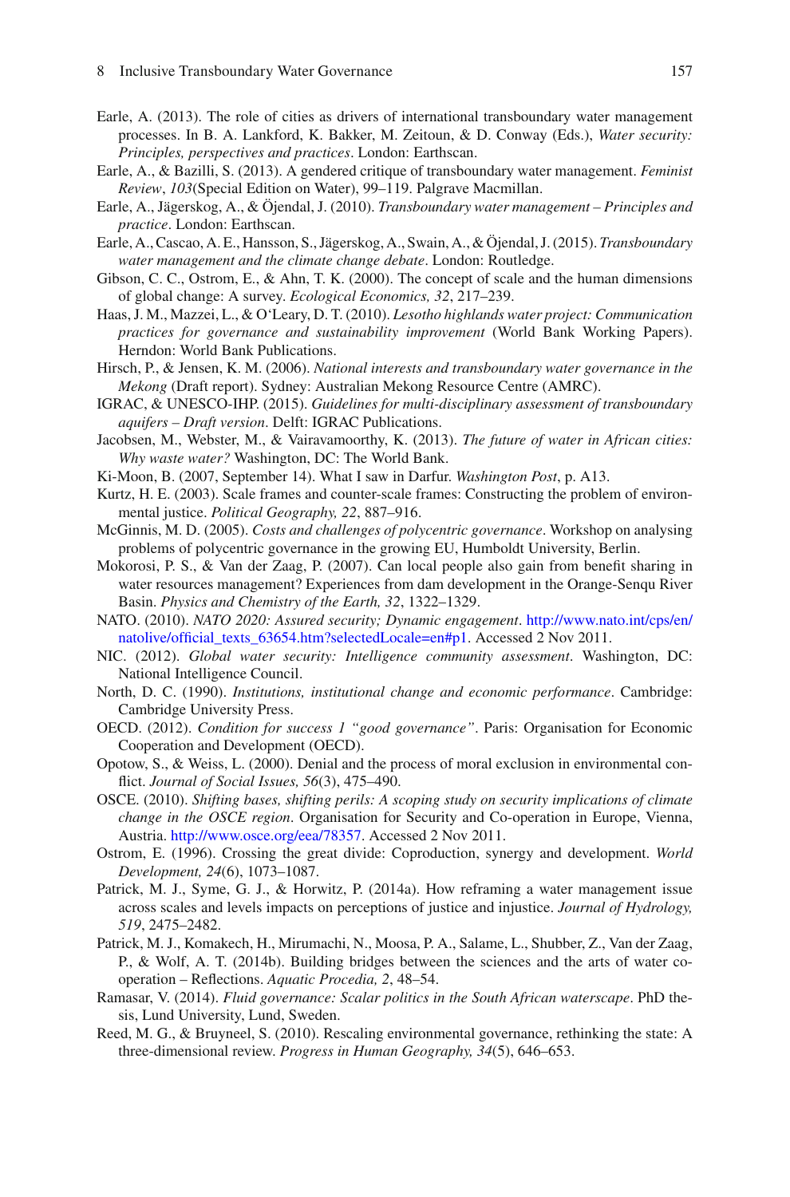Earle, A. (2013). The role of cities as drivers of international transboundary water management processes. In B. A. Lankford, K. Bakker, M. Zeitoun, & D. Conway (Eds.), *Water security: Principles, perspectives and practices*. London: Earthscan.

Earle, A., & Bazilli, S. (2013). A gendered critique of transboundary water management. *Feminist Review*, *103*(Special Edition on Water), 99–119. Palgrave Macmillan.

Earle, A., Jägerskog, A., & Öjendal, J. (2010). *Transboundary water management – Principles and practice*. London: Earthscan.

Earle, A., Cascao, A. E., Hansson, S., Jägerskog, A., Swain, A., & Öjendal, J. (2015). *Transboundary water management and the climate change debate*. London: Routledge.

Gibson, C. C., Ostrom, E., & Ahn, T. K. (2000). The concept of scale and the human dimensions of global change: A survey. *Ecological Economics, 32*, 217–239.

Haas, J. M., Mazzei, L., & O'Leary, D. T. (2010). *Lesotho highlands water project: Communication practices for governance and sustainability improvement* (World Bank Working Papers). Herndon: World Bank Publications.

Hirsch, P., & Jensen, K. M. (2006). *National interests and transboundary water governance in the Mekong* (Draft report). Sydney: Australian Mekong Resource Centre (AMRC).

IGRAC, & UNESCO-IHP. (2015). *Guidelines for multi-disciplinary assessment of transboundary aquifers – Draft version*. Delft: IGRAC Publications.

Jacobsen, M., Webster, M., & Vairavamoorthy, K. (2013). *The future of water in African cities: Why waste water?* Washington, DC: The World Bank.

Ki-Moon, B. (2007, September 14). What I saw in Darfur. *Washington Post*, p. A13.

Kurtz, H. E. (2003). Scale frames and counter-scale frames: Constructing the problem of environmental justice. *Political Geography, 22*, 887–916.

McGinnis, M. D. (2005). *Costs and challenges of polycentric governance*. Workshop on analysing problems of polycentric governance in the growing EU, Humboldt University, Berlin.

Mokorosi, P. S., & Van der Zaag, P. (2007). Can local people also gain from benefit sharing in water resources management? Experiences from dam development in the Orange-Senqu River Basin. *Physics and Chemistry of the Earth, 32*, 1322–1329.

NATO. (2010). *NATO 2020: Assured security; Dynamic engagement*. http://www.nato.int/cps/en/natolive/official_texts_63654.htm?selectedLocale=en#p1. Accessed 2 Nov 2011.

NIC. (2012). *Global water security: Intelligence community assessment*. Washington, DC: National Intelligence Council.

North, D. C. (1990). *Institutions, institutional change and economic performance*. Cambridge: Cambridge University Press.

OECD. (2012). *Condition for success 1 "good governance"*. Paris: Organisation for Economic Cooperation and Development (OECD).

Opotow, S., & Weiss, L. (2000). Denial and the process of moral exclusion in environmental conflict. *Journal of Social Issues, 56*(3), 475–490.

OSCE. (2010). *Shifting bases, shifting perils: A scoping study on security implications of climate change in the OSCE region*. Organisation for Security and Co-operation in Europe, Vienna, Austria. http://www.osce.org/eea/78357. Accessed 2 Nov 2011.

Ostrom, E. (1996). Crossing the great divide: Coproduction, synergy and development. *World Development, 24*(6), 1073–1087.

Patrick, M. J., Syme, G. J., & Horwitz, P. (2014a). How reframing a water management issue across scales and levels impacts on perceptions of justice and injustice. *Journal of Hydrology, 519*, 2475–2482.

Patrick, M. J., Komakech, H., Mirumachi, N., Moosa, P. A., Salame, L., Shubber, Z., Van der Zaag, P., & Wolf, A. T. (2014b). Building bridges between the sciences and the arts of water cooperation – Reflections. *Aquatic Procedia, 2*, 48–54.

Ramasar, V. (2014). *Fluid governance: Scalar politics in the South African waterscape*. PhD thesis, Lund University, Lund, Sweden.

Reed, M. G., & Bruyneel, S. (2010). Rescaling environmental governance, rethinking the state: A three-dimensional review. *Progress in Human Geography, 34*(5), 646–653.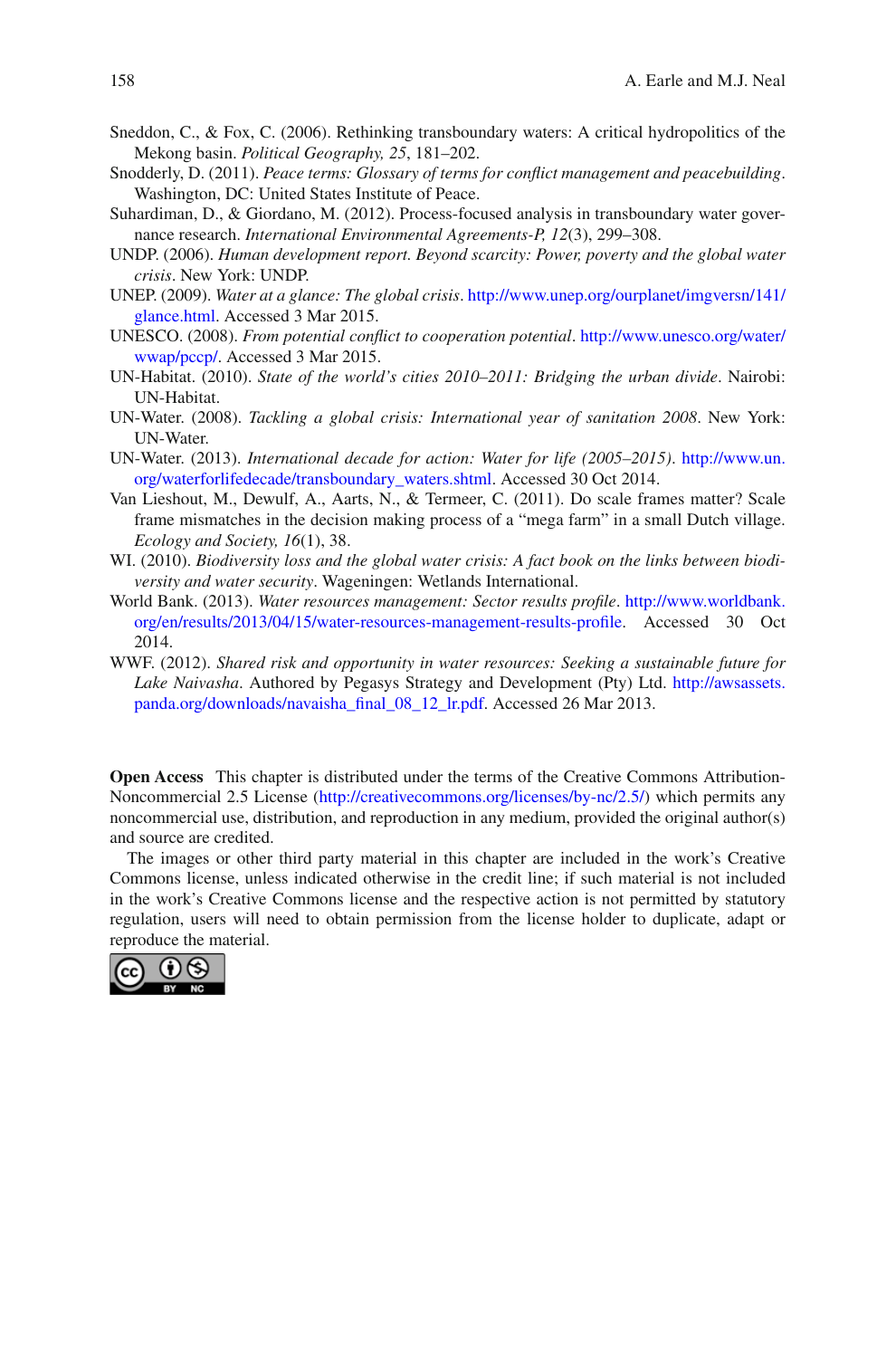Sneddon, C., & Fox, C. (2006). Rethinking transboundary waters: A critical hydropolitics of the Mekong basin. *Political Geography, 25*, 181–202.

Snodderly, D. (2011). *Peace terms: Glossary of terms for conflict management and peacebuilding*. Washington, DC: United States Institute of Peace.

Suhardiman, D., & Giordano, M. (2012). Process-focused analysis in transboundary water governance research. *International Environmental Agreements-P, 12*(3), 299–308.

UNDP. (2006). *Human development report. Beyond scarcity: Power, poverty and the global water crisis*. New York: UNDP.

UNEP. (2009). *Water at a glance: The global crisis*. http://www.unep.org/ourplanet/imgversn/141/glance.html. Accessed 3 Mar 2015.

UNESCO. (2008). *From potential conflict to cooperation potential*. http://www.unesco.org/water/wwap/pccp/. Accessed 3 Mar 2015.

UN-Habitat. (2010). *State of the world's cities 2010–2011: Bridging the urban divide*. Nairobi: UN-Habitat.

UN-Water. (2008). *Tackling a global crisis: International year of sanitation 2008*. New York: UN-Water.

UN-Water. (2013). *International decade for action: Water for life (2005–2015)*. http://www.un.org/waterforlifedecade/transboundary_waters.shtml. Accessed 30 Oct 2014.

Van Lieshout, M., Dewulf, A., Aarts, N., & Termeer, C. (2011). Do scale frames matter? Scale frame mismatches in the decision making process of a "mega farm" in a small Dutch village. *Ecology and Society, 16*(1), 38.

WI. (2010). *Biodiversity loss and the global water crisis: A fact book on the links between biodiversity and water security*. Wageningen: Wetlands International.

World Bank. (2013). *Water resources management: Sector results profile*. http://www.worldbank.org/en/results/2013/04/15/water-resources-management-results-profile. Accessed 30 Oct 2014.

WWF. (2012). *Shared risk and opportunity in water resources: Seeking a sustainable future for Lake Naivasha*. Authored by Pegasys Strategy and Development (Pty) Ltd. http://awsassets.panda.org/downloads/navaisha_final_08_12_lr.pdf. Accessed 26 Mar 2013.

**Open Access** This chapter is distributed under the terms of the Creative Commons Attribution-Noncommercial 2.5 License (http://creativecommons.org/licenses/by-nc/2.5/) which permits any noncommercial use, distribution, and reproduction in any medium, provided the original author(s) and source are credited.

The images or other third party material in this chapter are included in the work's Creative Commons license, unless indicated otherwise in the credit line; if such material is not included in the work's Creative Commons license and the respective action is not permitted by statutory regulation, users will need to obtain permission from the license holder to duplicate, adapt or reproduce the material.